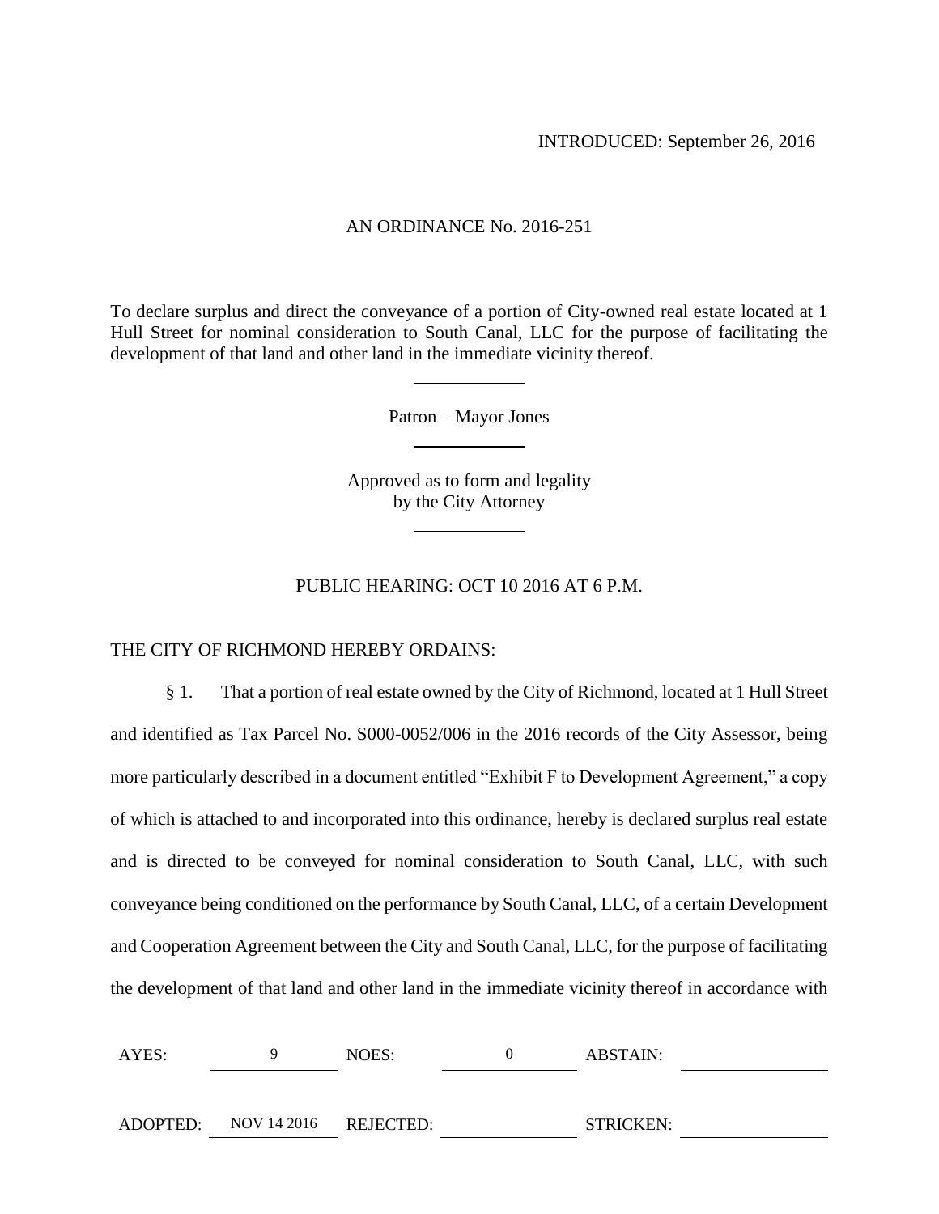INTRODUCED: September 26, 2016

AN ORDINANCE No. 2016-251

To declare surplus and direct the conveyance of a portion of City-owned real estate located at 1 Hull Street for nominal consideration to South Canal, LLC for the purpose of facilitating the development of that land and other land in the immediate vicinity thereof.

Patron – Mayor Jones

Approved as to form and legality by the City Attorney

PUBLIC HEARING: OCT 10 2016 AT 6 P.M.

THE CITY OF RICHMOND HEREBY ORDAINS:

§ 1. That a portion of real estate owned by the City of Richmond, located at 1 Hull Street and identified as Tax Parcel No. S000-0052/006 in the 2016 records of the City Assessor, being more particularly described in a document entitled "Exhibit F to Development Agreement," a copy of which is attached to and incorporated into this ordinance, hereby is declared surplus real estate and is directed to be conveyed for nominal consideration to South Canal, LLC, with such conveyance being conditioned on the performance by South Canal, LLC, of a certain Development and Cooperation Agreement between the City and South Canal, LLC, for the purpose of facilitating the development of that land and other land in the immediate vicinity thereof in accordance with

| AYES: | 9 | NOES: | 0 | ABSTAIN: | |
|---|---|---|---|---|---|
| ADOPTED: | NOV 14 2016 | REJECTED: | | STRICKEN: | |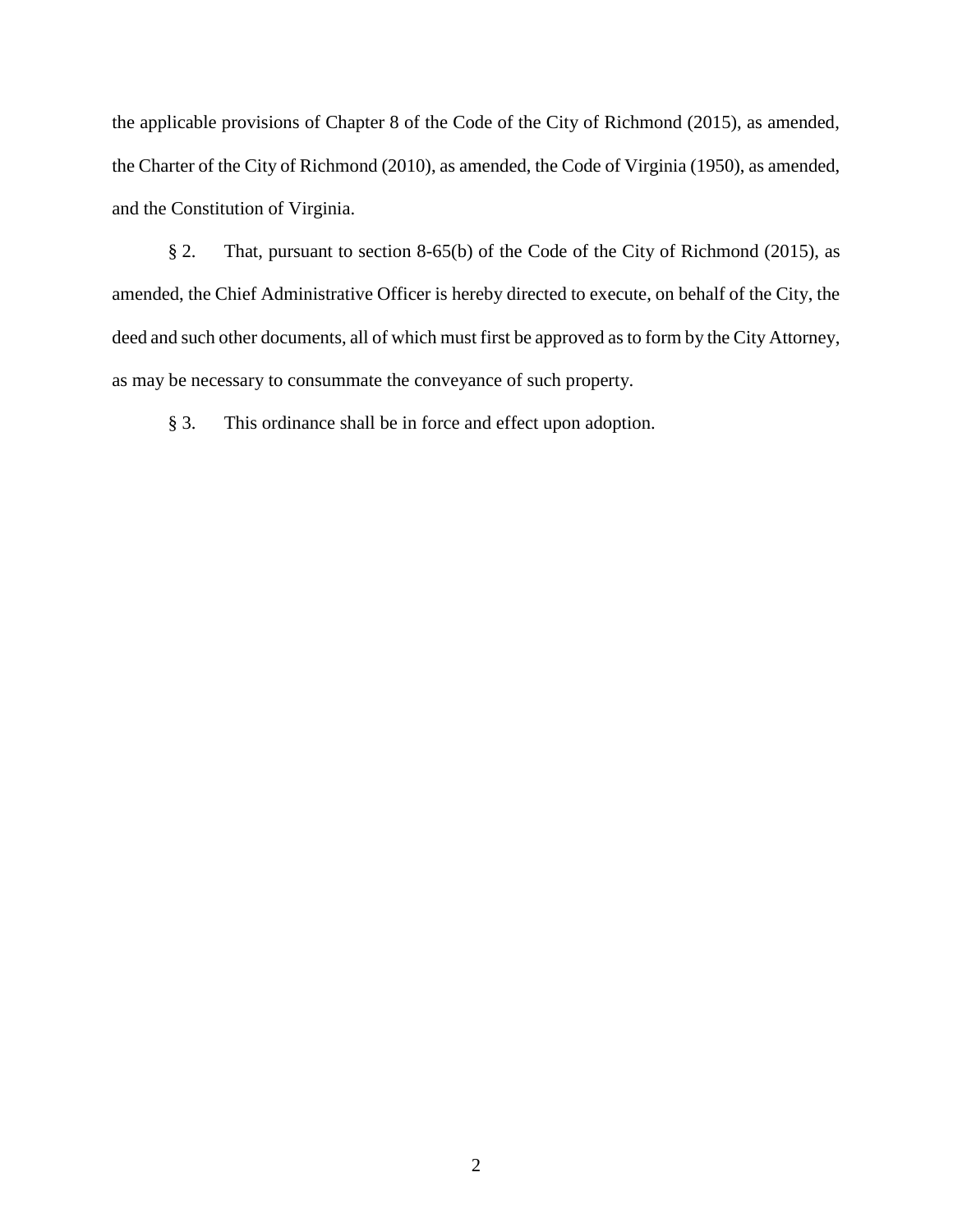the applicable provisions of Chapter 8 of the Code of the City of Richmond (2015), as amended, the Charter of the City of Richmond (2010), as amended, the Code of Virginia (1950), as amended, and the Constitution of Virginia.

§ 2. That, pursuant to section 8-65(b) of the Code of the City of Richmond (2015), as amended, the Chief Administrative Officer is hereby directed to execute, on behalf of the City, the deed and such other documents, all of which must first be approved as to form by the City Attorney, as may be necessary to consummate the conveyance of such property.

§ 3. This ordinance shall be in force and effect upon adoption.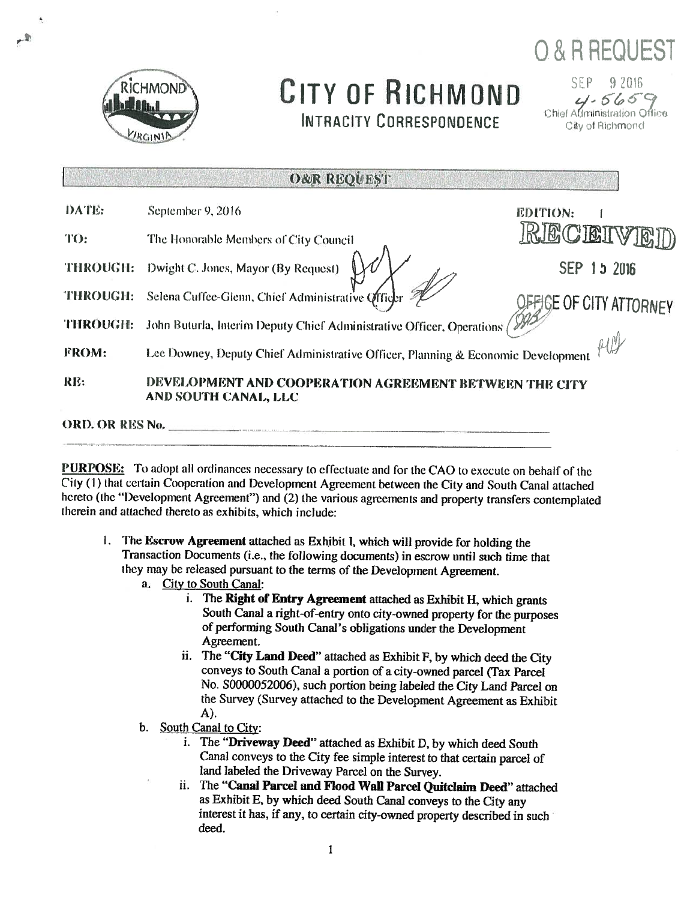# O & R REQUEST

SEP 9 2016
4-5659
Chief Administration Office
City of Richmond

# CITY OF RICHMOND

## INTRACITY CORRESPONDENCE

**O&R REQUEST**

**DATE:** September 9, 2016 **EDITION:** 1

**TO:** The Honorable Members of City Council

RECEIVED
SEP 15 2016
OFFICE OF CITY ATTORNEY

**THROUGH:** Dwight C. Jones, Mayor (By Request)

**THROUGH:** Selena Cuffee-Glenn, Chief Administrative Officer

**THROUGH:** John Buturla, Interim Deputy Chief Administrative Officer, Operations

**FROM:** Lee Downey, Deputy Chief Administrative Officer, Planning & Economic Development

**RE:** **DEVELOPMENT AND COOPERATION AGREEMENT BETWEEN THE CITY AND SOUTH CANAL, LLC**

**ORD. OR RES No.** \_\_\_\_\_\_\_\_\_\_\_\_\_\_\_\_\_\_\_\_\_\_\_\_\_\_\_\_

**PURPOSE:** To adopt all ordinances necessary to effectuate and for the CAO to execute on behalf of the City (1) that certain Cooperation and Development Agreement between the City and South Canal attached hereto (the "Development Agreement") and (2) the various agreements and property transfers contemplated therein and attached thereto as exhibits, which include:

1. The **Escrow Agreement** attached as Exhibit I, which will provide for holding the Transaction Documents (i.e., the following documents) in escrow until such time that they may be released pursuant to the terms of the Development Agreement.
   a. City to South Canal:
      i. The **Right of Entry Agreement** attached as Exhibit H, which grants South Canal a right-of-entry onto city-owned property for the purposes of performing South Canal's obligations under the Development Agreement.
      ii. The **"City Land Deed"** attached as Exhibit F, by which deed the City conveys to South Canal a portion of a city-owned parcel (Tax Parcel No. S0000052006), such portion being labeled the City Land Parcel on the Survey (Survey attached to the Development Agreement as Exhibit A).
   b. South Canal to City:
      i. The **"Driveway Deed"** attached as Exhibit D, by which deed South Canal conveys to the City fee simple interest to that certain parcel of land labeled the Driveway Parcel on the Survey.
      ii. The **"Canal Parcel and Flood Wall Parcel Quitclaim Deed"** attached as Exhibit E, by which deed South Canal conveys to the City any interest it has, if any, to certain city-owned property described in such deed.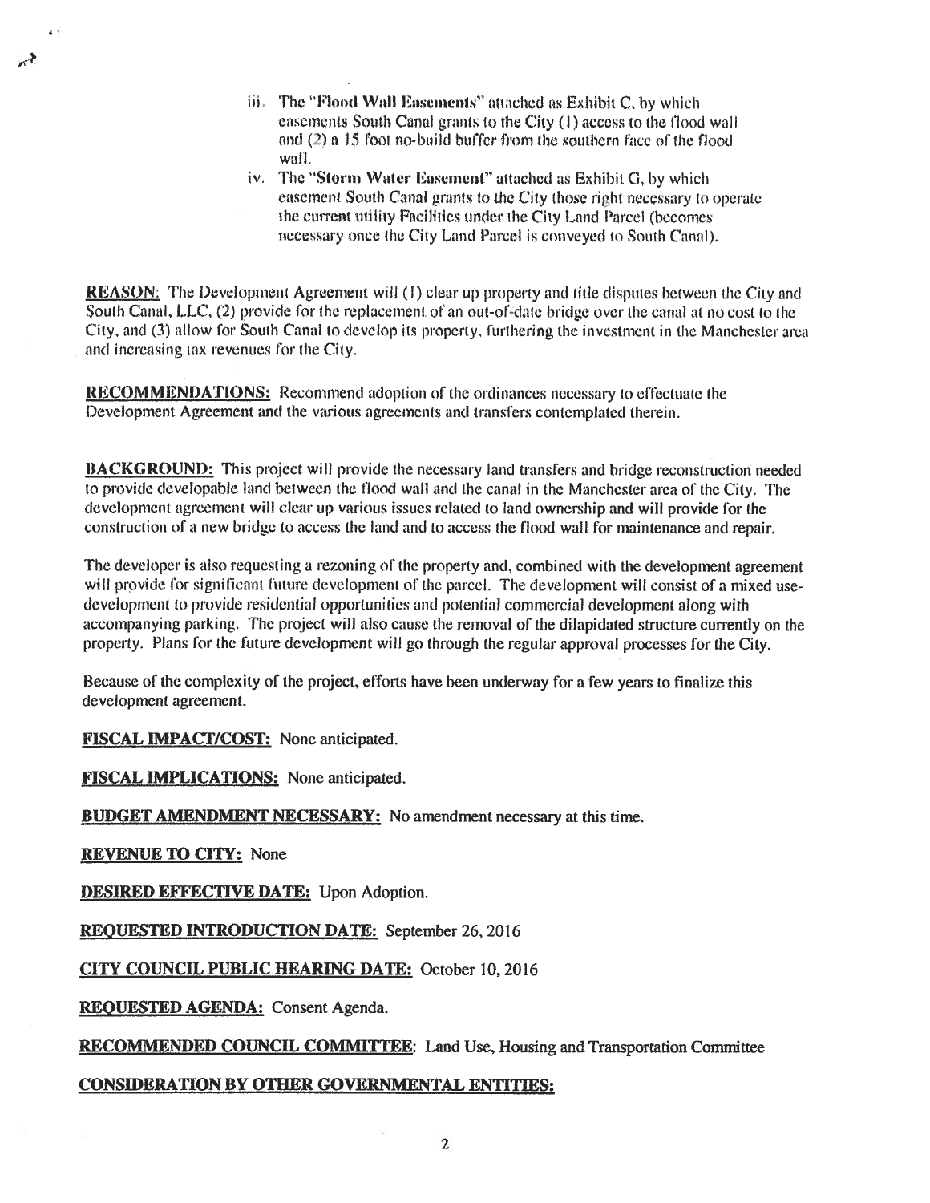iii. The "**Flood Wall Easements**" attached as Exhibit C, by which easements South Canal grants to the City (1) access to the flood wall and (2) a 15 foot no-build buffer from the southern face of the flood wall.

iv. The "**Storm Water Easement**" attached as Exhibit G, by which easement South Canal grants to the City those right necessary to operate the current utility Facilities under the City Land Parcel (becomes necessary once the City Land Parcel is conveyed to South Canal).

**REASON:** The Development Agreement will (1) clear up property and title disputes between the City and South Canal, LLC, (2) provide for the replacement of an out-of-date bridge over the canal at no cost to the City, and (3) allow for South Canal to develop its property, furthering the investment in the Manchester area and increasing tax revenues for the City.

**RECOMMENDATIONS:** Recommend adoption of the ordinances necessary to effectuate the Development Agreement and the various agreements and transfers contemplated therein.

**BACKGROUND:** This project will provide the necessary land transfers and bridge reconstruction needed to provide developable land between the flood wall and the canal in the Manchester area of the City. The development agreement will clear up various issues related to land ownership and will provide for the construction of a new bridge to access the land and to access the flood wall for maintenance and repair.

The developer is also requesting a rezoning of the property and, combined with the development agreement will provide for significant future development of the parcel. The development will consist of a mixed use-development to provide residential opportunities and potential commercial development along with accompanying parking. The project will also cause the removal of the dilapidated structure currently on the property. Plans for the future development will go through the regular approval processes for the City.

Because of the complexity of the project, efforts have been underway for a few years to finalize this development agreement.

**FISCAL IMPACT/COST:** None anticipated.

**FISCAL IMPLICATIONS:** None anticipated.

**BUDGET AMENDMENT NECESSARY:** No amendment necessary at this time.

**REVENUE TO CITY:** None

**DESIRED EFFECTIVE DATE:** Upon Adoption.

**REQUESTED INTRODUCTION DATE:** September 26, 2016

**CITY COUNCIL PUBLIC HEARING DATE:** October 10, 2016

**REQUESTED AGENDA:** Consent Agenda.

**RECOMMENDED COUNCIL COMMITTEE:** Land Use, Housing and Transportation Committee

**CONSIDERATION BY OTHER GOVERNMENTAL ENTITIES:**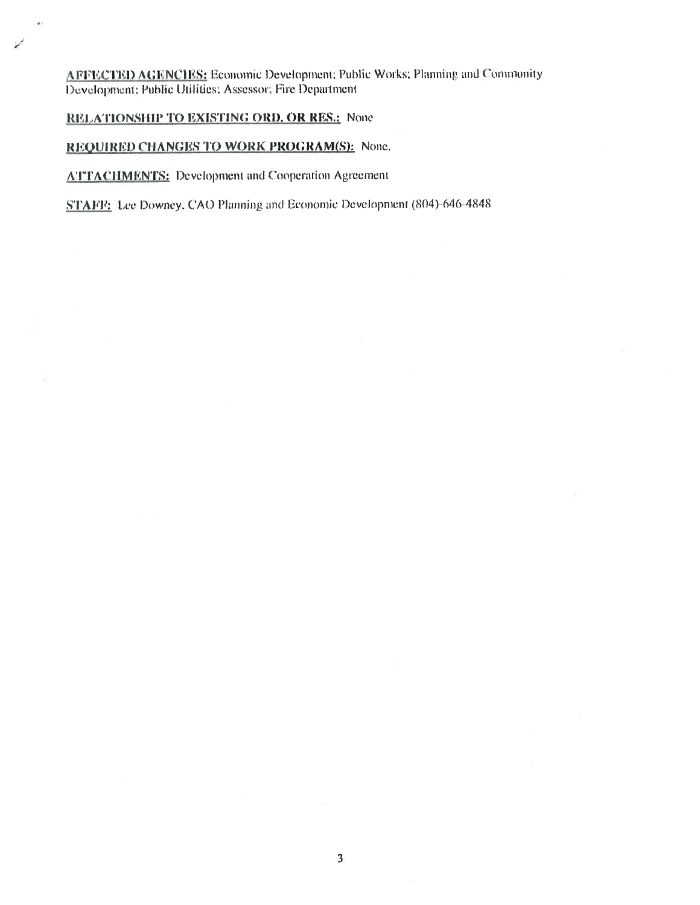**AFFECTED AGENCIES:** Economic Development; Public Works; Planning and Community Development; Public Utilities; Assessor; Fire Department

**RELATIONSHIP TO EXISTING ORD. OR RES.:** None

**REQUIRED CHANGES TO WORK PROGRAM(S):** None.

**ATTACHMENTS:** Development and Cooperation Agreement

**STAFF:** Lee Downey, CAO Planning and Economic Development (804)-646-4848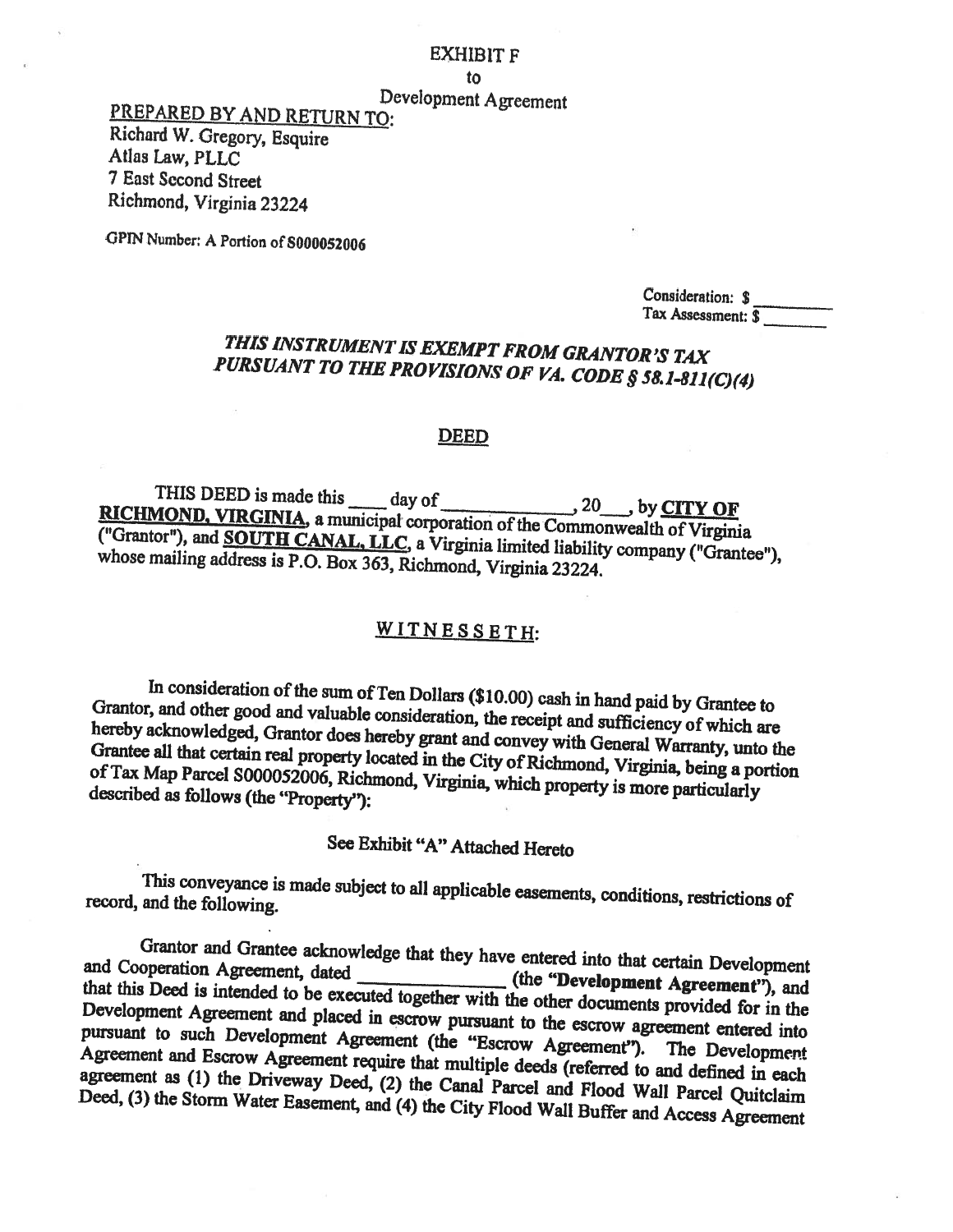EXHIBIT F
to
Development Agreement

PREPARED BY AND RETURN TO:
Richard W. Gregory, Esquire
Atlas Law, PLLC
7 East Second Street
Richmond, Virginia 23224

GPIN Number: A Portion of S000052006

Consideration: $ ________
Tax Assessment: $ ________

***THIS INSTRUMENT IS EXEMPT FROM GRANTOR'S TAX PURSUANT TO THE PROVISIONS OF VA. CODE § 58.1-811(C)(4)***

## DEED

THIS DEED is made this ____ day of ____________, 20___, by **CITY OF RICHMOND, VIRGINIA**, a municipal corporation of the Commonwealth of Virginia ("Grantor"), and **SOUTH CANAL, LLC**, a Virginia limited liability company ("Grantee"), whose mailing address is P.O. Box 363, Richmond, Virginia 23224.

WITNESSETH:

In consideration of the sum of Ten Dollars ($10.00) cash in hand paid by Grantee to Grantor, and other good and valuable consideration, the receipt and sufficiency of which are hereby acknowledged, Grantor does hereby grant and convey with General Warranty, unto the Grantee all that certain real property located in the City of Richmond, Virginia, being a portion of Tax Map Parcel S000052006, Richmond, Virginia, which property is more particularly described as follows (the "Property"):

See Exhibit "A" Attached Hereto

This conveyance is made subject to all applicable easements, conditions, restrictions of record, and the following.

Grantor and Grantee acknowledge that they have entered into that certain Development and Cooperation Agreement, dated ____________ (the "**Development Agreement**"), and that this Deed is intended to be executed together with the other documents provided for in the Development Agreement and placed in escrow pursuant to the escrow agreement entered into pursuant to such Development Agreement (the "Escrow Agreement"). The Development Agreement and Escrow Agreement require that multiple deeds (referred to and defined in each agreement as (1) the Driveway Deed, (2) the Canal Parcel and Flood Wall Parcel Quitclaim Deed, (3) the Storm Water Easement, and (4) the City Flood Wall Buffer and Access Agreement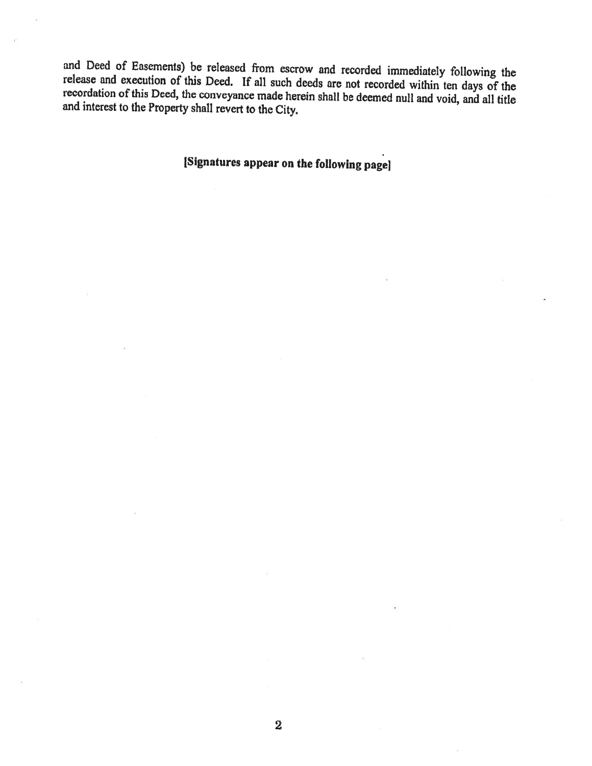and Deed of Easements) be released from escrow and recorded immediately following the release and execution of this Deed. If all such deeds are not recorded within ten days of the recordation of this Deed, the conveyance made herein shall be deemed null and void, and all title and interest to the Property shall revert to the City.

**[Signatures appear on the following page]**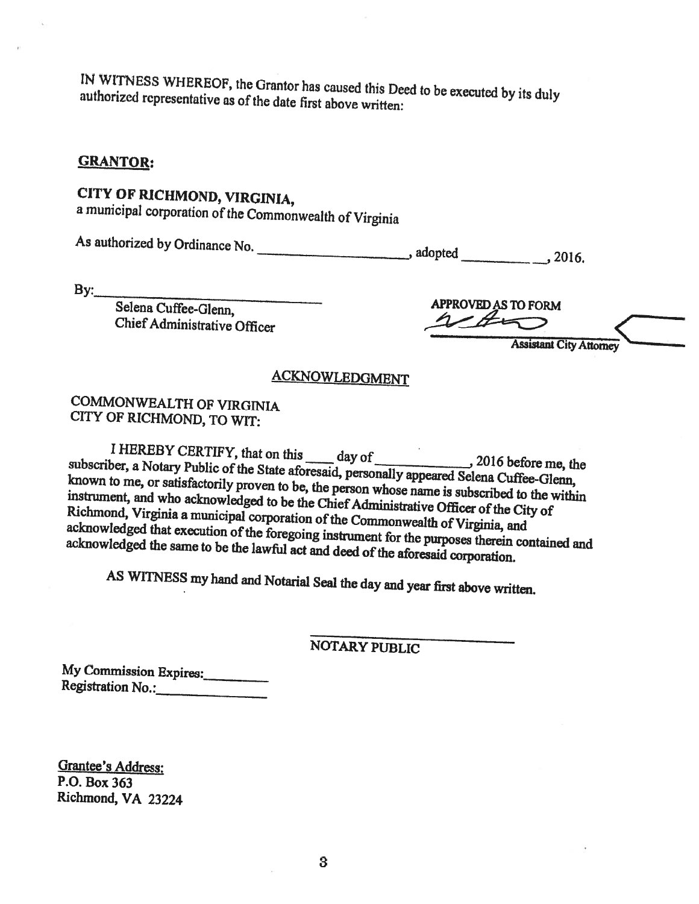IN WITNESS WHEREOF, the Grantor has caused this Deed to be executed by its duly authorized representative as of the date first above written:

**GRANTOR:**

**CITY OF RICHMOND, VIRGINIA,**
a municipal corporation of the Commonwealth of Virginia

As authorized by Ordinance No. ____________________, adopted __________ __, 2016.

By:______________________________
Selena Cuffee-Glenn,
Chief Administrative Officer

APPROVED AS TO FORM

______________________
Assistant City Attorney

## ACKNOWLEDGMENT

COMMONWEALTH OF VIRGINIA
CITY OF RICHMOND, TO WIT:

I HEREBY CERTIFY, that on this ____ day of ____________, 2016 before me, the subscriber, a Notary Public of the State aforesaid, personally appeared Selena Cuffee-Glenn, known to me, or satisfactorily proven to be, the person whose name is subscribed to the within instrument, and who acknowledged to be the Chief Administrative Officer of the City of Richmond, Virginia a municipal corporation of the Commonwealth of Virginia, and acknowledged that execution of the foregoing instrument for the purposes therein contained and acknowledged the same to be the lawful act and deed of the aforesaid corporation.

AS WITNESS my hand and Notarial Seal the day and year first above written.

______________________________
NOTARY PUBLIC

My Commission Expires:_________
Registration No.:_______________

Grantee's Address:
P.O. Box 363
Richmond, VA 23224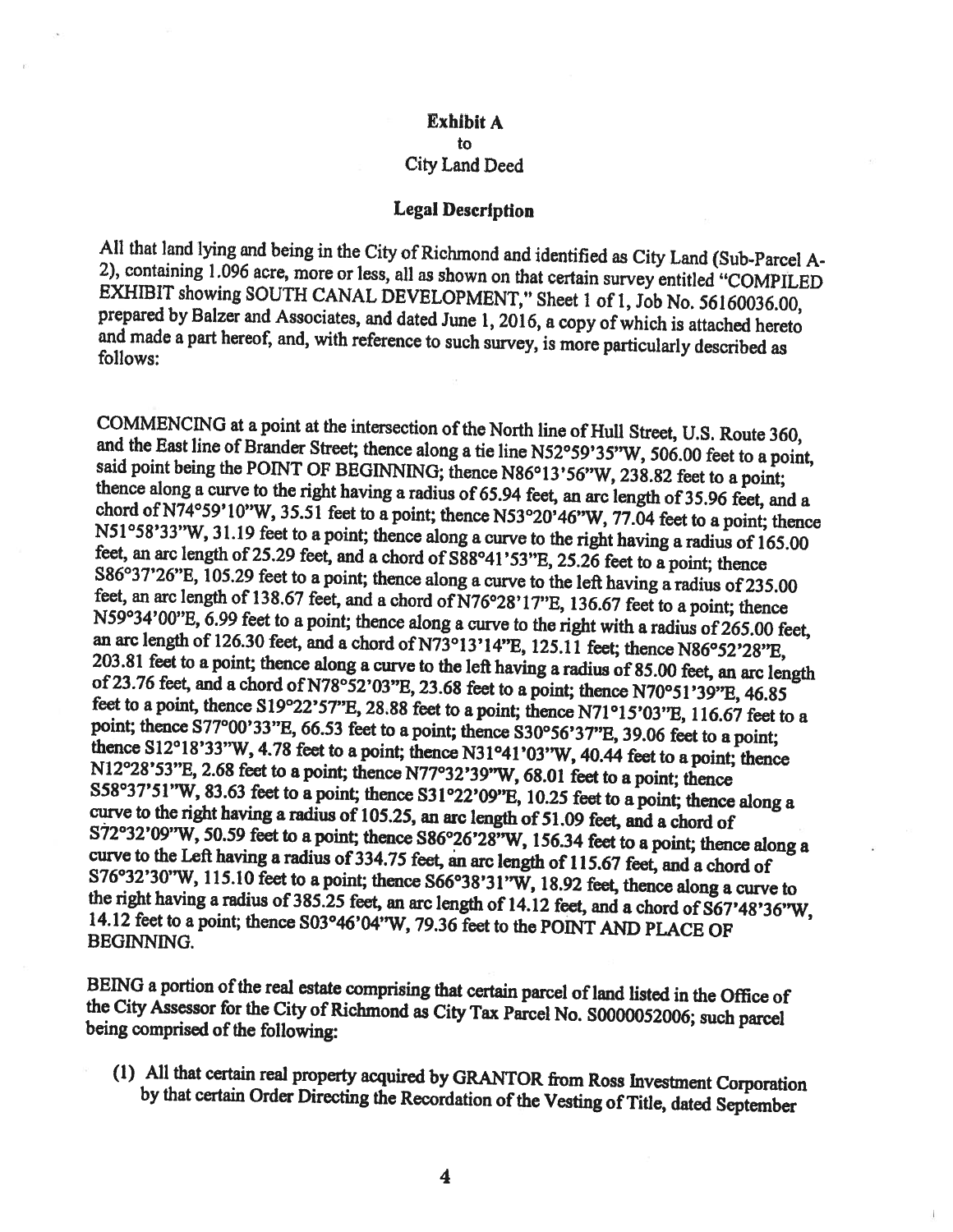**Exhibit A**
to
City Land Deed

**Legal Description**

All that land lying and being in the City of Richmond and identified as City Land (Sub-Parcel A-2), containing 1.096 acre, more or less, all as shown on that certain survey entitled "COMPILED EXHIBIT showing SOUTH CANAL DEVELOPMENT," Sheet 1 of 1, Job No. 56160036.00, prepared by Balzer and Associates, and dated June 1, 2016, a copy of which is attached hereto and made a part hereof, and, with reference to such survey, is more particularly described as follows:

COMMENCING at a point at the intersection of the North line of Hull Street, U.S. Route 360, and the East line of Brander Street; thence along a tie line N52°59'35"W, 506.00 feet to a point, said point being the POINT OF BEGINNING; thence N86°13'56"W, 238.82 feet to a point; thence along a curve to the right having a radius of 65.94 feet, an arc length of 35.96 feet, and a chord of N74°59'10"W, 35.51 feet to a point; thence N53°20'46"W, 77.04 feet to a point; thence N51°58'33"W, 31.19 feet to a point; thence along a curve to the right having a radius of 165.00 feet, an arc length of 25.29 feet, and a chord of S88°41'53"E, 25.26 feet to a point; thence S86°37'26"E, 105.29 feet to a point; thence along a curve to the left having a radius of 235.00 feet, an arc length of 138.67 feet, and a chord of N76°28'17"E, 136.67 feet to a point; thence N59°34'00"E, 6.99 feet to a point; thence along a curve to the right with a radius of 265.00 feet, an arc length of 126.30 feet, and a chord of N73°13'14"E, 125.11 feet; thence N86°52'28"E, 203.81 feet to a point; thence along a curve to the left having a radius of 85.00 feet, an arc length of 23.76 feet, and a chord of N78°52'03"E, 23.68 feet to a point; thence N70°51'39"E, 46.85 feet to a point, thence S19°22'57"E, 28.88 feet to a point; thence N71°15'03"E, 116.67 feet to a point; thence S77°00'33"E, 66.53 feet to a point; thence S30°56'37"E, 39.06 feet to a point; thence S12°18'33"W, 4.78 feet to a point; thence N31°41'03"W, 40.44 feet to a point; thence N12°28'53"E, 2.68 feet to a point; thence N77°32'39"W, 68.01 feet to a point; thence S58°37'51"W, 83.63 feet to a point; thence S31°22'09"E, 10.25 feet to a point; thence along a curve to the right having a radius of 105.25, an arc length of 51.09 feet, and a chord of S72°32'09"W, 50.59 feet to a point; thence S86°26'28"W, 156.34 feet to a point; thence along a curve to the Left having a radius of 334.75 feet, an arc length of 115.67 feet, and a chord of S76°32'30"W, 115.10 feet to a point; thence S66°38'31"W, 18.92 feet, thence along a curve to the right having a radius of 385.25 feet, an arc length of 14.12 feet, and a chord of S67°48'36"W, 14.12 feet to a point; thence S03°46'04"W, 79.36 feet to the POINT AND PLACE OF BEGINNING.

BEING a portion of the real estate comprising that certain parcel of land listed in the Office of the City Assessor for the City of Richmond as City Tax Parcel No. S0000052006; such parcel being comprised of the following:

(1) All that certain real property acquired by GRANTOR from Ross Investment Corporation by that certain Order Directing the Recordation of the Vesting of Title, dated September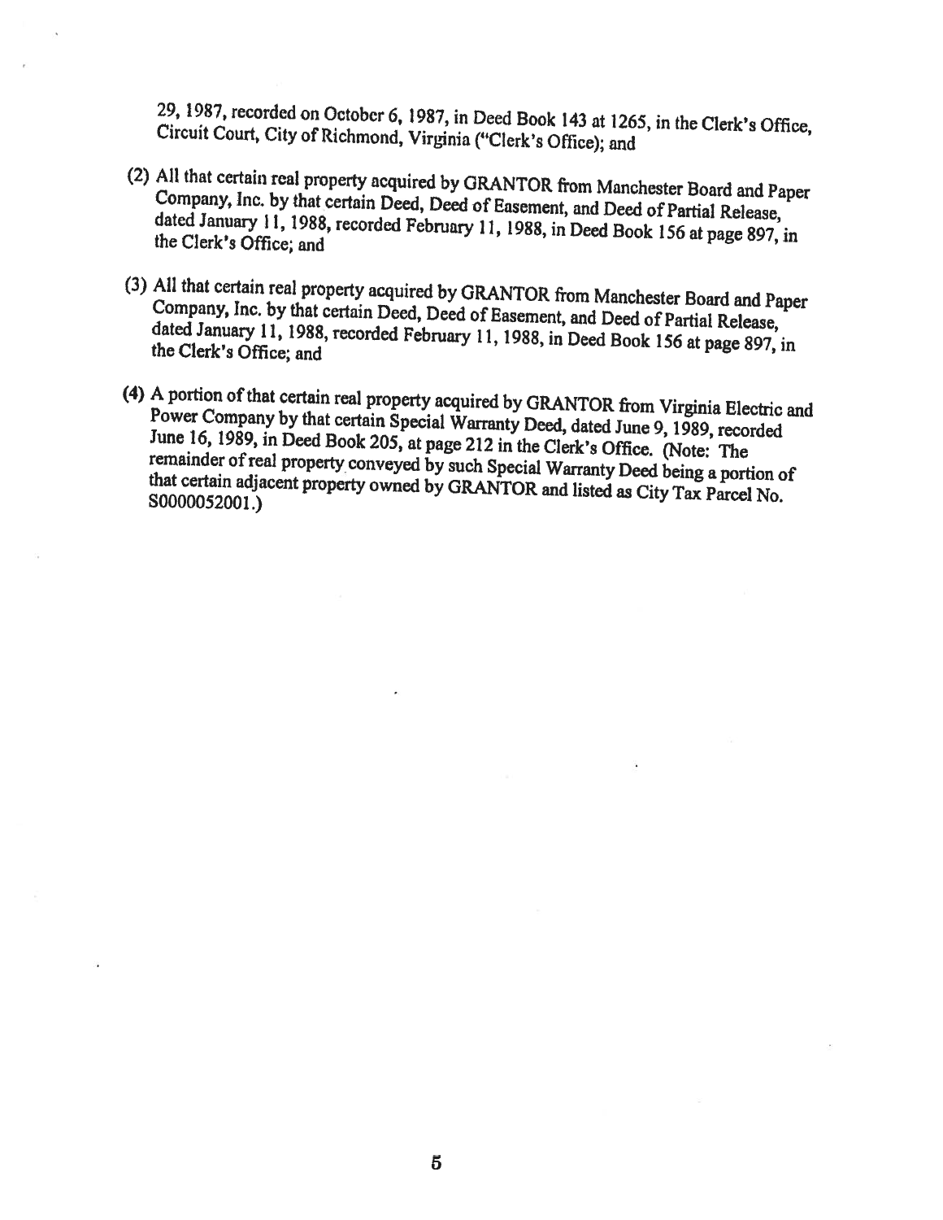29, 1987, recorded on October 6, 1987, in Deed Book 143 at 1265, in the Clerk's Office, Circuit Court, City of Richmond, Virginia ("Clerk's Office); and

(2) All that certain real property acquired by GRANTOR from Manchester Board and Paper Company, Inc. by that certain Deed, Deed of Easement, and Deed of Partial Release, dated January 11, 1988, recorded February 11, 1988, in Deed Book 156 at page 897, in the Clerk's Office; and

(3) All that certain real property acquired by GRANTOR from Manchester Board and Paper Company, Inc. by that certain Deed, Deed of Easement, and Deed of Partial Release, dated January 11, 1988, recorded February 11, 1988, in Deed Book 156 at page 897, in the Clerk's Office; and

(4) A portion of that certain real property acquired by GRANTOR from Virginia Electric and Power Company by that certain Special Warranty Deed, dated June 9, 1989, recorded June 16, 1989, in Deed Book 205, at page 212 in the Clerk's Office. (Note: The remainder of real property conveyed by such Special Warranty Deed being a portion of that certain adjacent property owned by GRANTOR and listed as City Tax Parcel No. S0000052001.)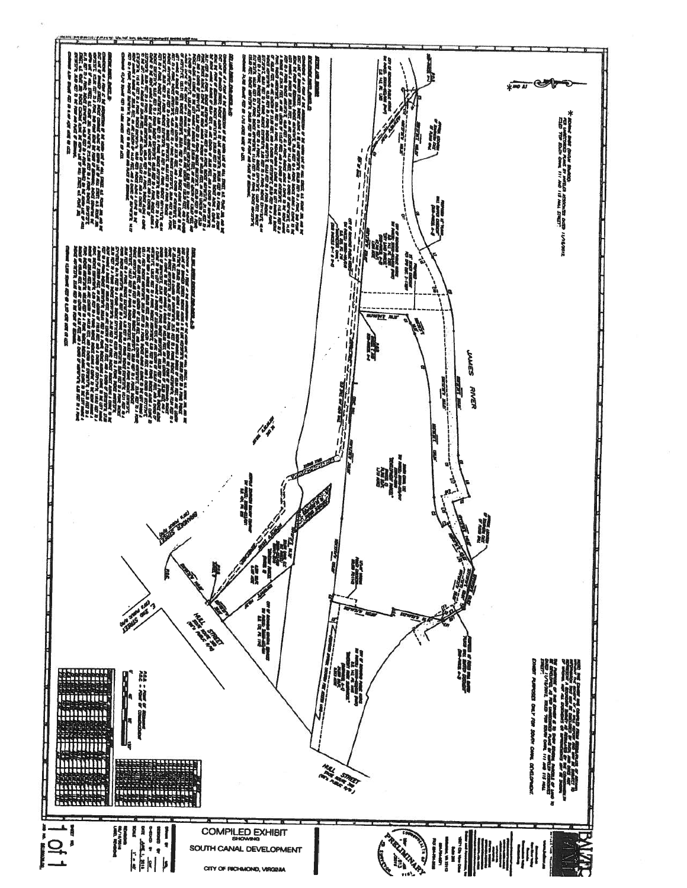COMPILED EXHIBIT

SHOWING

SOUTH CANAL DEVELOPMENT

CITY OF RICHMOND, VIRGINIA

JAMES RIVER

HULL STREET

PRELIMINARY